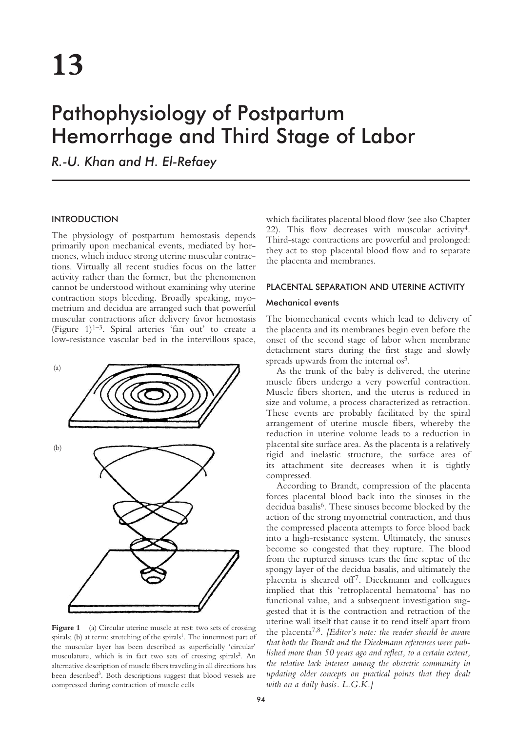# 13

# Pathophysiology of Postpartum Hemorrhage and Third Stage of Labor

*R.-U. Khan and H. El-Refaey*

## INTRODUCTION

The physiology of postpartum hemostasis depends primarily upon mechanical events, mediated by hormones, which induce strong uterine muscular contractions. Virtually all recent studies focus on the latter activity rather than the former, but the phenomenon cannot be understood without examining why uterine contraction stops bleeding. Broadly speaking, myometrium and decidua are arranged such that powerful muscular contractions after delivery favor hemostasis (Figure 1)[1–3]. Spiral arteries 'fan out' to create a low-resistance vascular bed in the intervillous space, which facilitates placental blood flow (see also Chapter 22). This flow decreases with muscular activity[4]. Third-stage contractions are powerful and prolonged: they act to stop placental blood flow and to separate the placenta and membranes.

**Figure 1** (a) Circular uterine muscle at rest: two sets of crossing spirals; (b) at term: stretching of the spirals[1]. The innermost part of the muscular layer has been described as superficially 'circular' musculature, which is in fact two sets of crossing spirals[2]. An alternative description of muscle fibers traveling in all directions has been described[3]. Both descriptions suggest that blood vessels are compressed during contraction of muscle cells

## PLACENTAL SEPARATION AND UTERINE ACTIVITY

### Mechanical events

The biomechanical events which lead to delivery of the placenta and its membranes begin even before the onset of the second stage of labor when membrane detachment starts during the first stage and slowly spreads upwards from the internal os[5].

As the trunk of the baby is delivered, the uterine muscle fibers undergo a very powerful contraction. Muscle fibers shorten, and the uterus is reduced in size and volume, a process characterized as retraction. These events are probably facilitated by the spiral arrangement of uterine muscle fibers, whereby the reduction in uterine volume leads to a reduction in placental site surface area. As the placenta is a relatively rigid and inelastic structure, the surface area of its attachment site decreases when it is tightly compressed.

According to Brandt, compression of the placenta forces placental blood back into the sinuses in the decidua basalis[6]. These sinuses become blocked by the action of the strong myometrial contraction, and thus the compressed placenta attempts to force blood back into a high-resistance system. Ultimately, the sinuses become so congested that they rupture. The blood from the ruptured sinuses tears the fine septae of the spongy layer of the decidua basalis, and ultimately the placenta is sheared off[7]. Dieckmann and colleagues implied that this 'retroplacental hematoma' has no functional value, and a subsequent investigation suggested that it is the contraction and retraction of the uterine wall itself that cause it to rend itself apart from the placenta[7,8]. *[Editor's note: the reader should be aware that both the Brandt and the Dieckmann references were published more than 50 years ago and reflect, to a certain extent, the relative lack interest among the obstetric community in updating older concepts on practical points that they dealt with on a daily basis. L.G.K.]*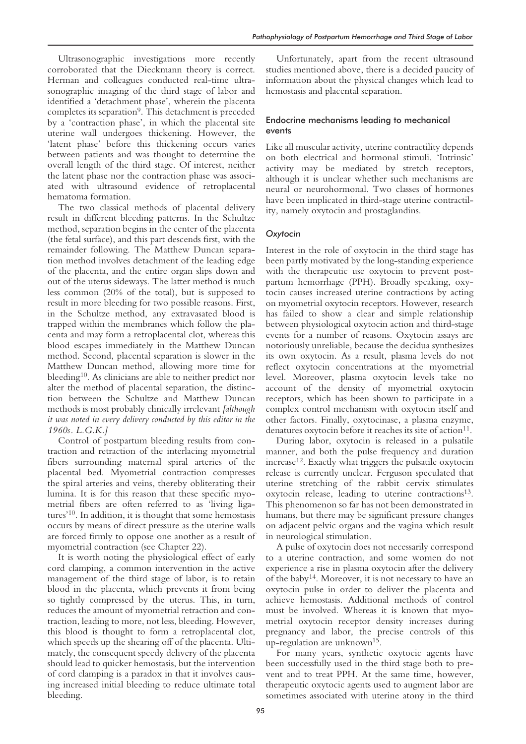Ultrasonographic investigations more recently corroborated that the Dieckmann theory is correct. Herman and colleagues conducted real-time ultrasonographic imaging of the third stage of labor and identified a 'detachment phase', wherein the placenta completes its separation[9]. This detachment is preceded by a 'contraction phase', in which the placental site uterine wall undergoes thickening. However, the 'latent phase' before this thickening occurs varies between patients and was thought to determine the overall length of the third stage. Of interest, neither the latent phase nor the contraction phase was associated with ultrasound evidence of retroplacental hematoma formation.

The two classical methods of placental delivery result in different bleeding patterns. In the Schultze method, separation begins in the center of the placenta (the fetal surface), and this part descends first, with the remainder following. The Matthew Duncan separation method involves detachment of the leading edge of the placenta, and the entire organ slips down and out of the uterus sideways. The latter method is much less common (20% of the total), but is supposed to result in more bleeding for two possible reasons. First, in the Schultze method, any extravasated blood is trapped within the membranes which follow the placenta and may form a retroplacental clot, whereas this blood escapes immediately in the Matthew Duncan method. Second, placental separation is slower in the Matthew Duncan method, allowing more time for bleeding[10]. As clinicians are able to neither predict nor alter the method of placental separation, the distinction between the Schultze and Matthew Duncan methods is most probably clinically irrelevant *[although it was noted in every delivery conducted by this editor in the 1960s. L.G.K.]*

Control of postpartum bleeding results from contraction and retraction of the interlacing myometrial fibers surrounding maternal spiral arteries of the placental bed. Myometrial contraction compresses the spiral arteries and veins, thereby obliterating their lumina. It is for this reason that these specific myometrial fibers are often referred to as 'living ligatures'[10]. In addition, it is thought that some hemostasis occurs by means of direct pressure as the uterine walls are forced firmly to oppose one another as a result of myometrial contraction (see Chapter 22).

It is worth noting the physiological effect of early cord clamping, a common intervention in the active management of the third stage of labor, is to retain blood in the placenta, which prevents it from being so tightly compressed by the uterus. This, in turn, reduces the amount of myometrial retraction and contraction, leading to more, not less, bleeding. However, this blood is thought to form a retroplacental clot, which speeds up the shearing off of the placenta. Ultimately, the consequent speedy delivery of the placenta should lead to quicker hemostasis, but the intervention of cord clamping is a paradox in that it involves causing increased initial bleeding to reduce ultimate total bleeding.

Unfortunately, apart from the recent ultrasound studies mentioned above, there is a decided paucity of information about the physical changes which lead to hemostasis and placental separation.

## Endocrine mechanisms leading to mechanical events

Like all muscular activity, uterine contractility depends on both electrical and hormonal stimuli. 'Intrinsic' activity may be mediated by stretch receptors, although it is unclear whether such mechanisms are neural or neurohormonal. Two classes of hormones have been implicated in third-stage uterine contractility, namely oxytocin and prostaglandins.

### *Oxytocin*

Interest in the role of oxytocin in the third stage has been partly motivated by the long-standing experience with the therapeutic use oxytocin to prevent postpartum hemorrhage (PPH). Broadly speaking, oxytocin causes increased uterine contractions by acting on myometrial oxytocin receptors. However, research has failed to show a clear and simple relationship between physiological oxytocin action and third-stage events for a number of reasons. Oxytocin assays are notoriously unreliable, because the decidua synthesizes its own oxytocin. As a result, plasma levels do not reflect oxytocin concentrations at the myometrial level. Moreover, plasma oxytocin levels take no account of the density of myometrial oxytocin receptors, which has been shown to participate in a complex control mechanism with oxytocin itself and other factors. Finally, oxytocinase, a plasma enzyme, denatures oxytocin before it reaches its site of action[11].

During labor, oxytocin is released in a pulsatile manner, and both the pulse frequency and duration increase[12]. Exactly what triggers the pulsatile oxytocin release is currently unclear. Ferguson speculated that uterine stretching of the rabbit cervix stimulates oxytocin release, leading to uterine contractions[13]. This phenomenon so far has not been demonstrated in humans, but there may be significant pressure changes on adjacent pelvic organs and the vagina which result in neurological stimulation.

A pulse of oxytocin does not necessarily correspond to a uterine contraction, and some women do not experience a rise in plasma oxytocin after the delivery of the baby[14]. Moreover, it is not necessary to have an oxytocin pulse in order to deliver the placenta and achieve hemostasis. Additional methods of control must be involved. Whereas it is known that myometrial oxytocin receptor density increases during pregnancy and labor, the precise controls of this up-regulation are unknown[15].

For many years, synthetic oxytocic agents have been successfully used in the third stage both to prevent and to treat PPH. At the same time, however, therapeutic oxytocic agents used to augment labor are sometimes associated with uterine atony in the third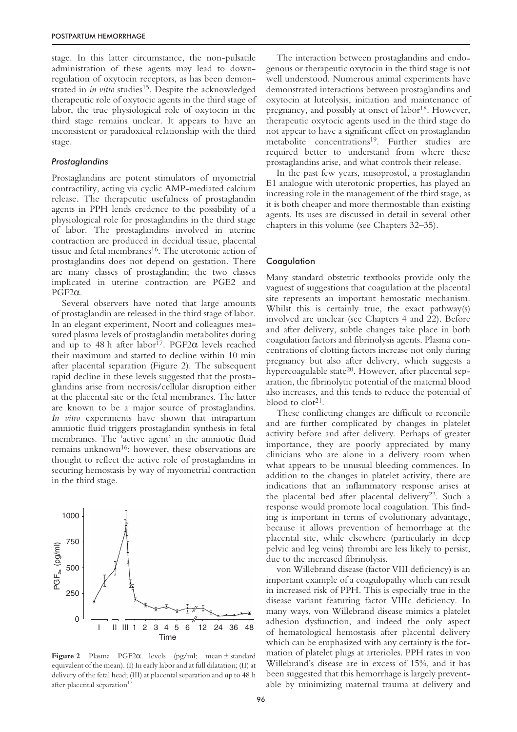stage. In this latter circumstance, the non-pulsatile administration of these agents may lead to downregulation of oxytocin receptors, as has been demonstrated in *in vitro* studies[15]. Despite the acknowledged therapeutic role of oxytocic agents in the third stage of labor, the true physiological role of oxytocin in the third stage remains unclear. It appears to have an inconsistent or paradoxical relationship with the third stage.

### *Prostaglandins*

Prostaglandins are potent stimulators of myometrial contractility, acting via cyclic AMP-mediated calcium release. The therapeutic usefulness of prostaglandin agents in PPH lends credence to the possibility of a physiological role for prostaglandins in the third stage of labor. The prostaglandins involved in uterine contraction are produced in decidual tissue, placental tissue and fetal membranes[16]. The uterotonic action of prostaglandins does not depend on gestation. There are many classes of prostaglandin; the two classes implicated in uterine contraction are PGE2 and PGF2α.

Several observers have noted that large amounts of prostaglandin are released in the third stage of labor. In an elegant experiment, Noort and colleagues measured plasma levels of prostaglandin metabolites during and up to 48 h after labor[17]. PGF2α levels reached their maximum and started to decline within 10 min after placental separation (Figure 2). The subsequent rapid decline in these levels suggested that the prostaglandins arise from necrosis/cellular disruption either at the placental site or the fetal membranes. The latter are known to be a major source of prostaglandins. *In vitro* experiments have shown that intrapartum amniotic fluid triggers prostaglandin synthesis in fetal membranes. The 'active agent' in the amniotic fluid remains unknown[16]; however, these observations are thought to reflect the active role of prostaglandins in securing hemostasis by way of myometrial contraction in the third stage.

**Figure 2** Plasma PGF2α levels (pg/ml; mean ± standard equivalent of the mean). (I) In early labor and at full dilatation; (II) at delivery of the fetal head; (III) at placental separation and up to 48 h after placental separation[17]

The interaction between prostaglandins and endogenous or therapeutic oxytocin in the third stage is not well understood. Numerous animal experiments have demonstrated interactions between prostaglandins and oxytocin at luteolysis, initiation and maintenance of pregnancy, and possibly at onset of labor[18]. However, therapeutic oxytocic agents used in the third stage do not appear to have a significant effect on prostaglandin metabolite concentrations[19]. Further studies are required better to understand from where these prostaglandins arise, and what controls their release.

In the past few years, misoprostol, a prostaglandin E1 analogue with uterotonic properties, has played an increasing role in the management of the third stage, as it is both cheaper and more thermostable than existing agents. Its uses are discussed in detail in several other chapters in this volume (see Chapters 32–35).

### Coagulation

Many standard obstetric textbooks provide only the vaguest of suggestions that coagulation at the placental site represents an important hemostatic mechanism. Whilst this is certainly true, the exact pathway(s) involved are unclear (see Chapters 4 and 22). Before and after delivery, subtle changes take place in both coagulation factors and fibrinolysis agents. Plasma concentrations of clotting factors increase not only during pregnancy but also after delivery, which suggests a hypercoagulable state[20]. However, after placental separation, the fibrinolytic potential of the maternal blood also increases, and this tends to reduce the potential of blood to clot[21].

These conflicting changes are difficult to reconcile and are further complicated by changes in platelet activity before and after delivery. Perhaps of greater importance, they are poorly appreciated by many clinicians who are alone in a delivery room when what appears to be unusual bleeding commences. In addition to the changes in platelet activity, there are indications that an inflammatory response arises at the placental bed after placental delivery[22]. Such a response would promote local coagulation. This finding is important in terms of evolutionary advantage, because it allows prevention of hemorrhage at the placental site, while elsewhere (particularly in deep pelvic and leg veins) thrombi are less likely to persist, due to the increased fibrinolysis.

von Willebrand disease (factor VIII deficiency) is an important example of a coagulopathy which can result in increased risk of PPH. This is especially true in the disease variant featuring factor VIIIc deficiency. In many ways, von Willebrand disease mimics a platelet adhesion dysfunction, and indeed the only aspect of hematological hemostasis after placental delivery which can be emphasized with any certainty is the formation of platelet plugs at arterioles. PPH rates in von Willebrand's disease are in excess of 15%, and it has been suggested that this hemorrhage is largely preventable by minimizing maternal trauma at delivery and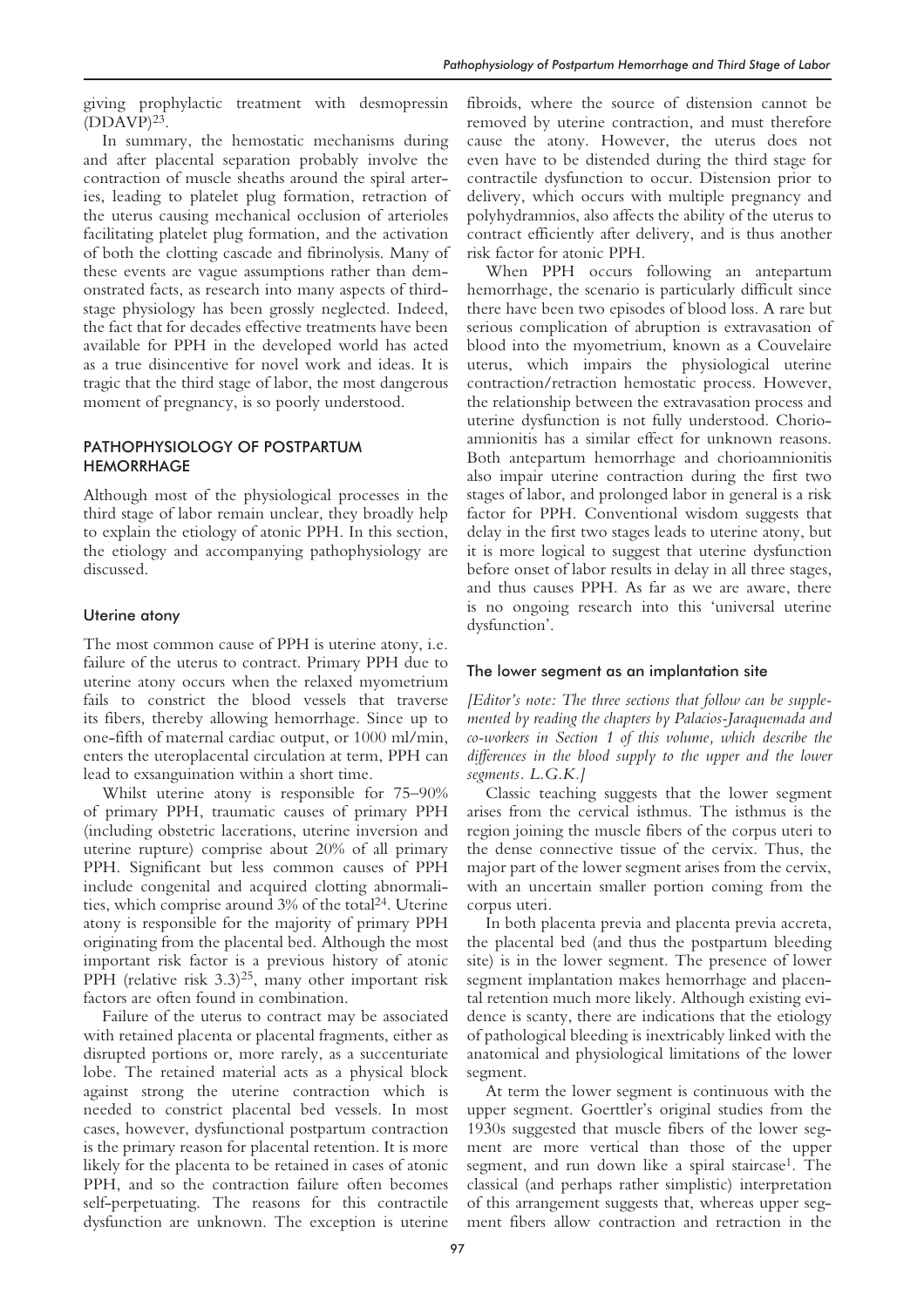giving prophylactic treatment with desmopressin (DDAVP)[23].

In summary, the hemostatic mechanisms during and after placental separation probably involve the contraction of muscle sheaths around the spiral arteries, leading to platelet plug formation, retraction of the uterus causing mechanical occlusion of arterioles facilitating platelet plug formation, and the activation of both the clotting cascade and fibrinolysis. Many of these events are vague assumptions rather than demonstrated facts, as research into many aspects of third-stage physiology has been grossly neglected. Indeed, the fact that for decades effective treatments have been available for PPH in the developed world has acted as a true disincentive for novel work and ideas. It is tragic that the third stage of labor, the most dangerous moment of pregnancy, is so poorly understood.

## PATHOPHYSIOLOGY OF POSTPARTUM HEMORRHAGE

Although most of the physiological processes in the third stage of labor remain unclear, they broadly help to explain the etiology of atonic PPH. In this section, the etiology and accompanying pathophysiology are discussed.

### Uterine atony

The most common cause of PPH is uterine atony, i.e. failure of the uterus to contract. Primary PPH due to uterine atony occurs when the relaxed myometrium fails to constrict the blood vessels that traverse its fibers, thereby allowing hemorrhage. Since up to one-fifth of maternal cardiac output, or 1000 ml/min, enters the uteroplacental circulation at term, PPH can lead to exsanguination within a short time.

Whilst uterine atony is responsible for 75–90% of primary PPH, traumatic causes of primary PPH (including obstetric lacerations, uterine inversion and uterine rupture) comprise about 20% of all primary PPH. Significant but less common causes of PPH include congenital and acquired clotting abnormalities, which comprise around 3% of the total[24]. Uterine atony is responsible for the majority of primary PPH originating from the placental bed. Although the most important risk factor is a previous history of atonic PPH (relative risk 3.3)[25], many other important risk factors are often found in combination.

Failure of the uterus to contract may be associated with retained placenta or placental fragments, either as disrupted portions or, more rarely, as a succenturiate lobe. The retained material acts as a physical block against strong the uterine contraction which is needed to constrict placental bed vessels. In most cases, however, dysfunctional postpartum contraction is the primary reason for placental retention. It is more likely for the placenta to be retained in cases of atonic PPH, and so the contraction failure often becomes self-perpetuating. The reasons for this contractile dysfunction are unknown. The exception is uterine fibroids, where the source of distension cannot be removed by uterine contraction, and must therefore cause the atony. However, the uterus does not even have to be distended during the third stage for contractile dysfunction to occur. Distension prior to delivery, which occurs with multiple pregnancy and polyhydramnios, also affects the ability of the uterus to contract efficiently after delivery, and is thus another risk factor for atonic PPH.

When PPH occurs following an antepartum hemorrhage, the scenario is particularly difficult since there have been two episodes of blood loss. A rare but serious complication of abruption is extravasation of blood into the myometrium, known as a Couvelaire uterus, which impairs the physiological uterine contraction/retraction hemostatic process. However, the relationship between the extravasation process and uterine dysfunction is not fully understood. Chorioamnionitis has a similar effect for unknown reasons. Both antepartum hemorrhage and chorioamnionitis also impair uterine contraction during the first two stages of labor, and prolonged labor in general is a risk factor for PPH. Conventional wisdom suggests that delay in the first two stages leads to uterine atony, but it is more logical to suggest that uterine dysfunction before onset of labor results in delay in all three stages, and thus causes PPH. As far as we are aware, there is no ongoing research into this 'universal uterine dysfunction'.

### The lower segment as an implantation site

*[Editor's note: The three sections that follow can be supplemented by reading the chapters by Palacios-Jaraquemada and co-workers in Section 1 of this volume, which describe the differences in the blood supply to the upper and the lower segments. L.G.K.]*

Classic teaching suggests that the lower segment arises from the cervical isthmus. The isthmus is the region joining the muscle fibers of the corpus uteri to the dense connective tissue of the cervix. Thus, the major part of the lower segment arises from the cervix, with an uncertain smaller portion coming from the corpus uteri.

In both placenta previa and placenta previa accreta, the placental bed (and thus the postpartum bleeding site) is in the lower segment. The presence of lower segment implantation makes hemorrhage and placental retention much more likely. Although existing evidence is scanty, there are indications that the etiology of pathological bleeding is inextricably linked with the anatomical and physiological limitations of the lower segment.

At term the lower segment is continuous with the upper segment. Goerttler's original studies from the 1930s suggested that muscle fibers of the lower segment are more vertical than those of the upper segment, and run down like a spiral staircase[1]. The classical (and perhaps rather simplistic) interpretation of this arrangement suggests that, whereas upper segment fibers allow contraction and retraction in the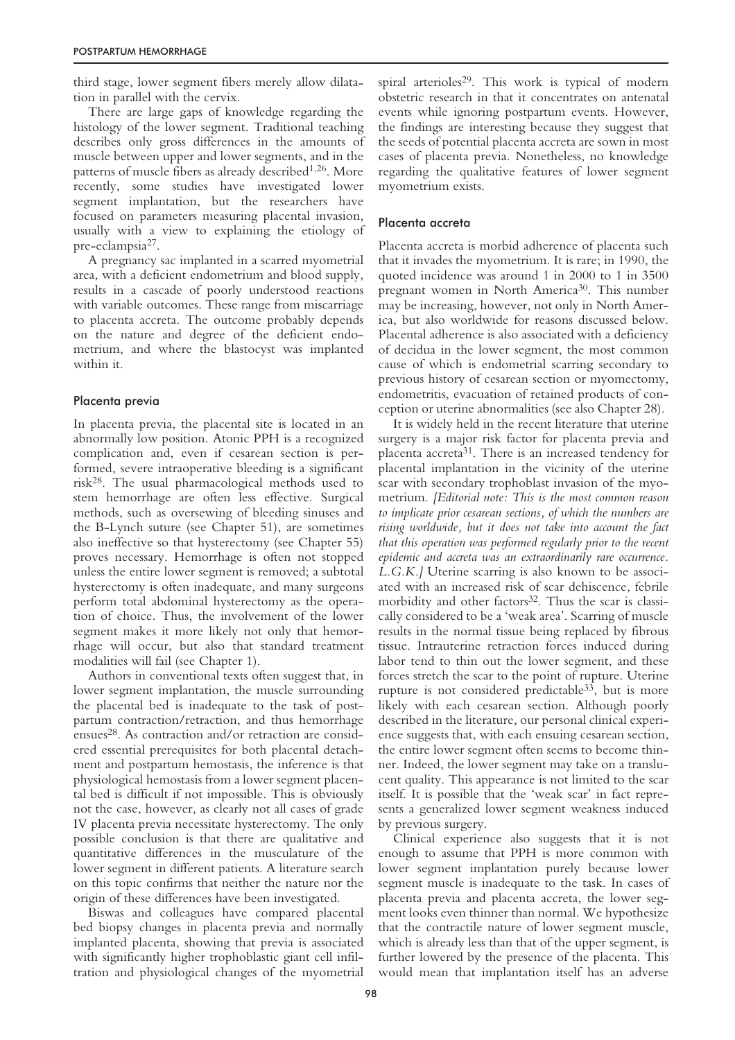third stage, lower segment fibers merely allow dilatation in parallel with the cervix.

There are large gaps of knowledge regarding the histology of the lower segment. Traditional teaching describes only gross differences in the amounts of muscle between upper and lower segments, and in the patterns of muscle fibers as already described[1,26]. More recently, some studies have investigated lower segment implantation, but the researchers have focused on parameters measuring placental invasion, usually with a view to explaining the etiology of pre-eclampsia[27].

A pregnancy sac implanted in a scarred myometrial area, with a deficient endometrium and blood supply, results in a cascade of poorly understood reactions with variable outcomes. These range from miscarriage to placenta accreta. The outcome probably depends on the nature and degree of the deficient endometrium, and where the blastocyst was implanted within it.

### Placenta previa

In placenta previa, the placental site is located in an abnormally low position. Atonic PPH is a recognized complication and, even if cesarean section is performed, severe intraoperative bleeding is a significant risk[28]. The usual pharmacological methods used to stem hemorrhage are often less effective. Surgical methods, such as oversewing of bleeding sinuses and the B-Lynch suture (see Chapter 51), are sometimes also ineffective so that hysterectomy (see Chapter 55) proves necessary. Hemorrhage is often not stopped unless the entire lower segment is removed; a subtotal hysterectomy is often inadequate, and many surgeons perform total abdominal hysterectomy as the operation of choice. Thus, the involvement of the lower segment makes it more likely not only that hemorrhage will occur, but also that standard treatment modalities will fail (see Chapter 1).

Authors in conventional texts often suggest that, in lower segment implantation, the muscle surrounding the placental bed is inadequate to the task of postpartum contraction/retraction, and thus hemorrhage ensues[28]. As contraction and/or retraction are considered essential prerequisites for both placental detachment and postpartum hemostasis, the inference is that physiological hemostasis from a lower segment placental bed is difficult if not impossible. This is obviously not the case, however, as clearly not all cases of grade IV placenta previa necessitate hysterectomy. The only possible conclusion is that there are qualitative and quantitative differences in the musculature of the lower segment in different patients. A literature search on this topic confirms that neither the nature nor the origin of these differences have been investigated.

Biswas and colleagues have compared placental bed biopsy changes in placenta previa and normally implanted placenta, showing that previa is associated with significantly higher trophoblastic giant cell infiltration and physiological changes of the myometrial spiral arterioles[29]. This work is typical of modern obstetric research in that it concentrates on antenatal events while ignoring postpartum events. However, the findings are interesting because they suggest that the seeds of potential placenta accreta are sown in most cases of placenta previa. Nonetheless, no knowledge regarding the qualitative features of lower segment myometrium exists.

### Placenta accreta

Placenta accreta is morbid adherence of placenta such that it invades the myometrium. It is rare; in 1990, the quoted incidence was around 1 in 2000 to 1 in 3500 pregnant women in North America[30]. This number may be increasing, however, not only in North America, but also worldwide for reasons discussed below. Placental adherence is also associated with a deficiency of decidua in the lower segment, the most common cause of which is endometrial scarring secondary to previous history of cesarean section or myomectomy, endometritis, evacuation of retained products of conception or uterine abnormalities (see also Chapter 28).

It is widely held in the recent literature that uterine surgery is a major risk factor for placenta previa and placenta accreta[31]. There is an increased tendency for placental implantation in the vicinity of the uterine scar with secondary trophoblast invasion of the myometrium. *[Editorial note: This is the most common reason to implicate prior cesarean sections, of which the numbers are rising worldwide, but it does not take into account the fact that this operation was performed regularly prior to the recent epidemic and accreta was an extraordinarily rare occurrence. L.G.K.]* Uterine scarring is also known to be associated with an increased risk of scar dehiscence, febrile morbidity and other factors[32]. Thus the scar is classically considered to be a 'weak area'. Scarring of muscle results in the normal tissue being replaced by fibrous tissue. Intrauterine retraction forces induced during labor tend to thin out the lower segment, and these forces stretch the scar to the point of rupture. Uterine rupture is not considered predictable[33], but is more likely with each cesarean section. Although poorly described in the literature, our personal clinical experience suggests that, with each ensuing cesarean section, the entire lower segment often seems to become thinner. Indeed, the lower segment may take on a translucent quality. This appearance is not limited to the scar itself. It is possible that the 'weak scar' in fact represents a generalized lower segment weakness induced by previous surgery.

Clinical experience also suggests that it is not enough to assume that PPH is more common with lower segment implantation purely because lower segment muscle is inadequate to the task. In cases of placenta previa and placenta accreta, the lower segment looks even thinner than normal. We hypothesize that the contractile nature of lower segment muscle, which is already less than that of the upper segment, is further lowered by the presence of the placenta. This would mean that implantation itself has an adverse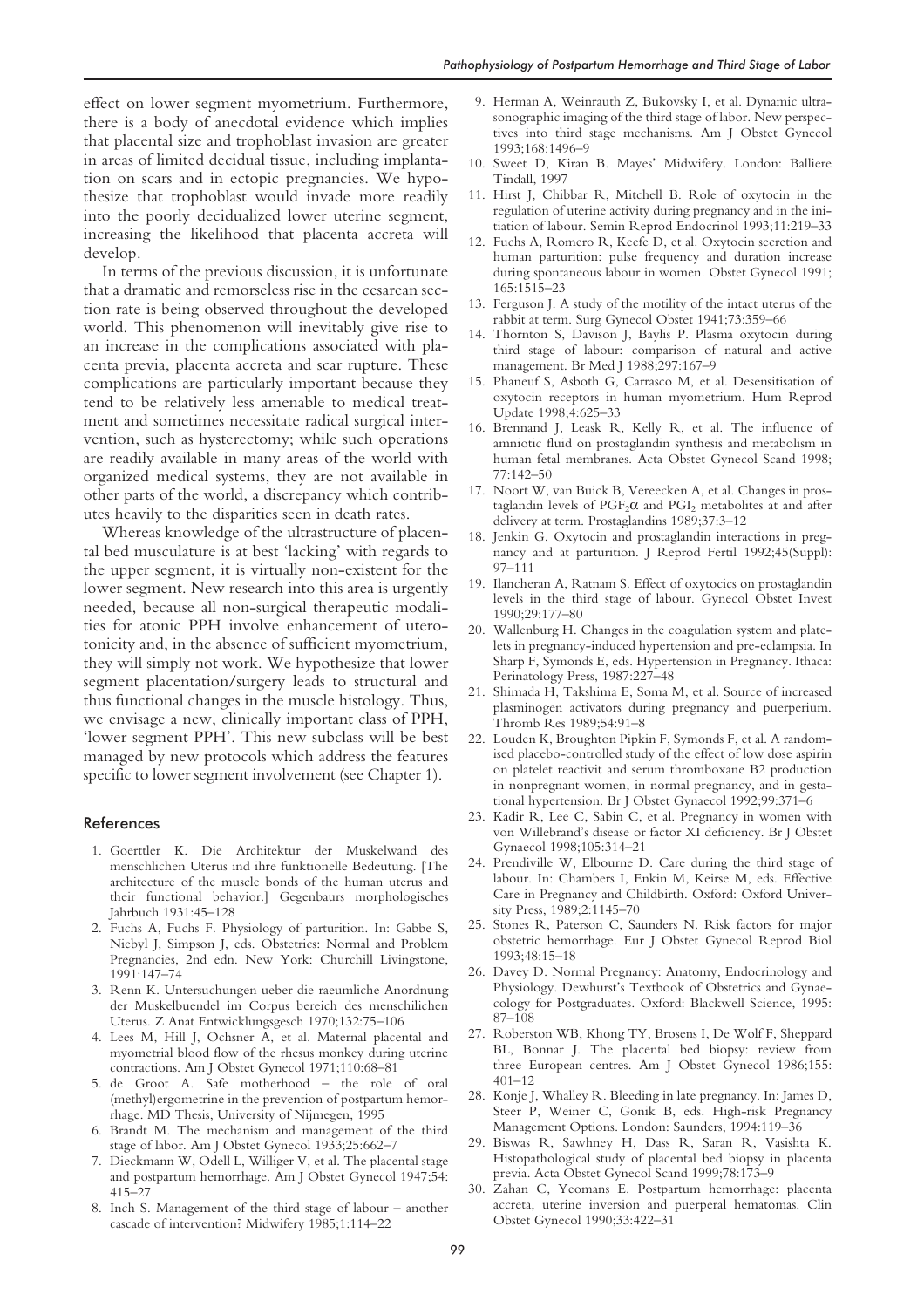effect on lower segment myometrium. Furthermore, there is a body of anecdotal evidence which implies that placental size and trophoblast invasion are greater in areas of limited decidual tissue, including implantation on scars and in ectopic pregnancies. We hypothesize that trophoblast would invade more readily into the poorly decidualized lower uterine segment, increasing the likelihood that placenta accreta will develop.

In terms of the previous discussion, it is unfortunate that a dramatic and remorseless rise in the cesarean section rate is being observed throughout the developed world. This phenomenon will inevitably give rise to an increase in the complications associated with placenta previa, placenta accreta and scar rupture. These complications are particularly important because they tend to be relatively less amenable to medical treatment and sometimes necessitate radical surgical intervention, such as hysterectomy; while such operations are readily available in many areas of the world with organized medical systems, they are not available in other parts of the world, a discrepancy which contributes heavily to the disparities seen in death rates.

Whereas knowledge of the ultrastructure of placental bed musculature is at best 'lacking' with regards to the upper segment, it is virtually non-existent for the lower segment. New research into this area is urgently needed, because all non-surgical therapeutic modalities for atonic PPH involve enhancement of uterotonicity and, in the absence of sufficient myometrium, they will simply not work. We hypothesize that lower segment placentation/surgery leads to structural and thus functional changes in the muscle histology. Thus, we envisage a new, clinically important class of PPH, 'lower segment PPH'. This new subclass will be best managed by new protocols which address the features specific to lower segment involvement (see Chapter 1).

## References

1. Goerttler K. Die Architektur der Muskelwand des menschlichen Uterus ind ihre funktionelle Bedeutung. [The architecture of the muscle bonds of the human uterus and their functional behavior.] Gegenbaurs morphologisches Jahrbuch 1931:45–128
2. Fuchs A, Fuchs F. Physiology of parturition. In: Gabbe S, Niebyl J, Simpson J, eds. Obstetrics: Normal and Problem Pregnancies, 2nd edn. New York: Churchill Livingstone, 1991:147–74
3. Renn K. Untersuchungen ueber die raeumliche Anordnung der Muskelbuendel im Corpus bereich des menschilichen Uterus. Z Anat Entwicklungsgesch 1970;132:75–106
4. Lees M, Hill J, Ochsner A, et al. Maternal placental and myometrial blood flow of the rhesus monkey during uterine contractions. Am J Obstet Gynecol 1971;110:68–81
5. de Groot A. Safe motherhood – the role of oral (methyl)ergometrine in the prevention of postpartum hemorrhage. MD Thesis, University of Nijmegen, 1995
6. Brandt M. The mechanism and management of the third stage of labor. Am J Obstet Gynecol 1933;25:662–7
7. Dieckmann W, Odell L, Williger V, et al. The placental stage and postpartum hemorrhage. Am J Obstet Gynecol 1947;54: 415–27
8. Inch S. Management of the third stage of labour – another cascade of intervention? Midwifery 1985;1:114–22
9. Herman A, Weinrauth Z, Bukovsky I, et al. Dynamic ultrasonographic imaging of the third stage of labor. New perspectives into third stage mechanisms. Am J Obstet Gynecol 1993;168:1496–9
10. Sweet D, Kiran B. Mayes' Midwifery. London: Balliere Tindall, 1997
11. Hirst J, Chibbar R, Mitchell B. Role of oxytocin in the regulation of uterine activity during pregnancy and in the initiation of labour. Semin Reprod Endocrinol 1993;11:219–33
12. Fuchs A, Romero R, Keefe D, et al. Oxytocin secretion and human parturition: pulse frequency and duration increase during spontaneous labour in women. Obstet Gynecol 1991; 165:1515–23
13. Ferguson J. A study of the motility of the intact uterus of the rabbit at term. Surg Gynecol Obstet 1941;73:359–66
14. Thornton S, Davison J, Baylis P. Plasma oxytocin during third stage of labour: comparison of natural and active management. Br Med J 1988;297:167–9
15. Phaneuf S, Asboth G, Carrasco M, et al. Desensitisation of oxytocin receptors in human myometrium. Hum Reprod Update 1998;4:625–33
16. Brennand J, Leask R, Kelly R, et al. The influence of amniotic fluid on prostaglandin synthesis and metabolism in human fetal membranes. Acta Obstet Gynecol Scand 1998; 77:142–50
17. Noort W, van Buick B, Vereecken A, et al. Changes in prostaglandin levels of $PGF_2\alpha$ and $PGI_2$ metabolites at and after delivery at term. Prostaglandins 1989;37:3–12
18. Jenkin G. Oxytocin and prostaglandin interactions in pregnancy and at parturition. J Reprod Fertil 1992;45(Suppl): 97–111
19. Ilancheran A, Ratnam S. Effect of oxytocics on prostaglandin levels in the third stage of labour. Gynecol Obstet Invest 1990;29:177–80
20. Wallenburg H. Changes in the coagulation system and platelets in pregnancy-induced hypertension and pre-eclampsia. In Sharp F, Symonds E, eds. Hypertension in Pregnancy. Ithaca: Perinatology Press, 1987:227–48
21. Shimada H, Takshima E, Soma M, et al. Source of increased plasminogen activators during pregnancy and puerperium. Thromb Res 1989;54:91–8
22. Louden K, Broughton Pipkin F, Symonds F, et al. A randomised placebo-controlled study of the effect of low dose aspirin on platelet reactivit and serum thromboxane B2 production in nonpregnant women, in normal pregnancy, and in gestational hypertension. Br J Obstet Gynaecol 1992;99:371–6
23. Kadir R, Lee C, Sabin C, et al. Pregnancy in women with von Willebrand's disease or factor XI deficiency. Br J Obstet Gynaecol 1998;105:314–21
24. Prendiville W, Elbourne D. Care during the third stage of labour. In: Chambers I, Enkin M, Keirse M, eds. Effective Care in Pregnancy and Childbirth. Oxford: Oxford University Press, 1989;2:1145–70
25. Stones R, Paterson C, Saunders N. Risk factors for major obstetric hemorrhage. Eur J Obstet Gynecol Reprod Biol 1993;48:15–18
26. Davey D. Normal Pregnancy: Anatomy, Endocrinology and Physiology. Dewhurst's Textbook of Obstetrics and Gynaecology for Postgraduates. Oxford: Blackwell Science, 1995: 87–108
27. Roberston WB, Khong TY, Brosens I, De Wolf F, Sheppard BL, Bonnar J. The placental bed biopsy: review from three European centres. Am J Obstet Gynecol 1986;155: 401–12
28. Konje J, Whalley R. Bleeding in late pregnancy. In: James D, Steer P, Weiner C, Gonik B, eds. High-risk Pregnancy Management Options. London: Saunders, 1994:119–36
29. Biswas R, Sawhney H, Dass R, Saran R, Vasishta K. Histopathological study of placental bed biopsy in placenta previa. Acta Obstet Gynecol Scand 1999;78:173–9
30. Zahan C, Yeomans E. Postpartum hemorrhage: placenta accreta, uterine inversion and puerperal hematomas. Clin Obstet Gynecol 1990;33:422–31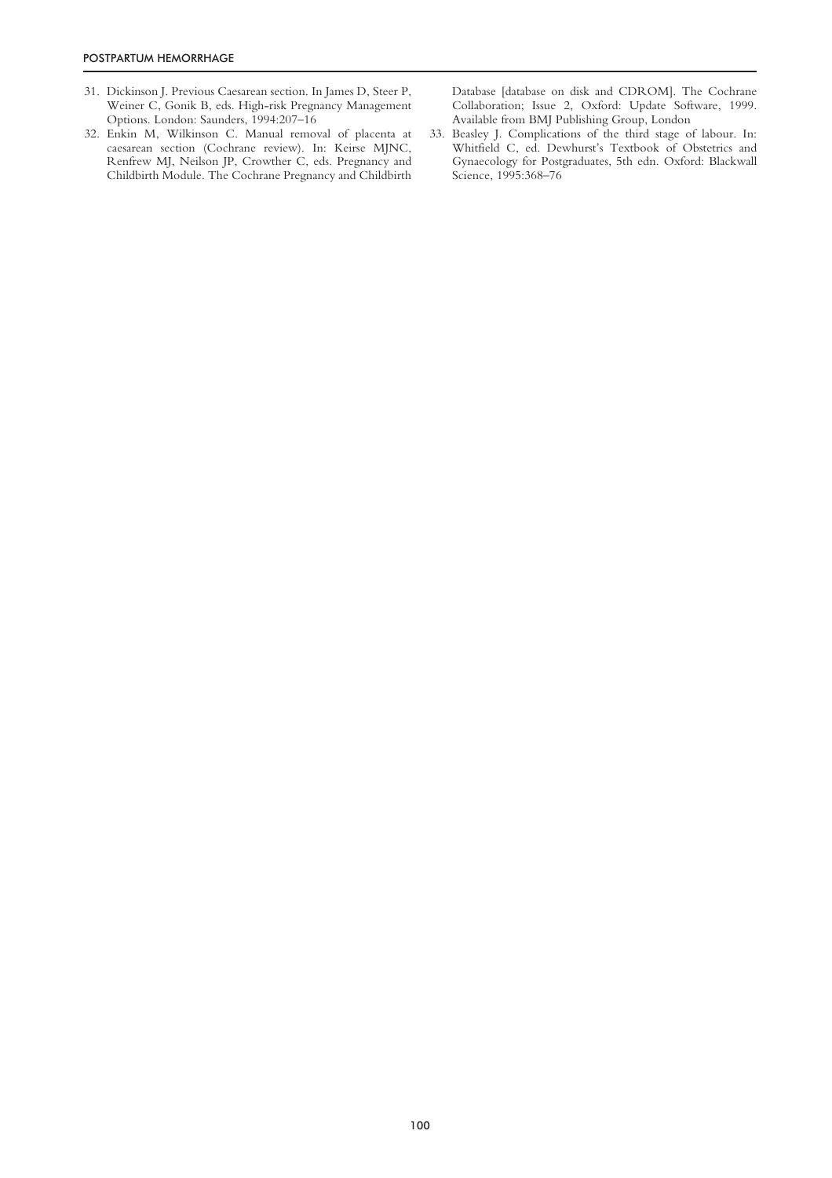31. Dickinson J. Previous Caesarean section. In James D, Steer P, Weiner C, Gonik B, eds. High-risk Pregnancy Management Options. London: Saunders, 1994:207–16
32. Enkin M, Wilkinson C. Manual removal of placenta at caesarean section (Cochrane review). In: Keirse MJNC, Renfrew MJ, Neilson JP, Crowther C, eds. Pregnancy and Childbirth Module. The Cochrane Pregnancy and Childbirth Database [database on disk and CDROM]. The Cochrane Collaboration; Issue 2, Oxford: Update Software, 1999. Available from BMJ Publishing Group, London
33. Beasley J. Complications of the third stage of labour. In: Whitfield C, ed. Dewhurst's Textbook of Obstetrics and Gynaecology for Postgraduates, 5th edn. Oxford: Blackwall Science, 1995:368–76